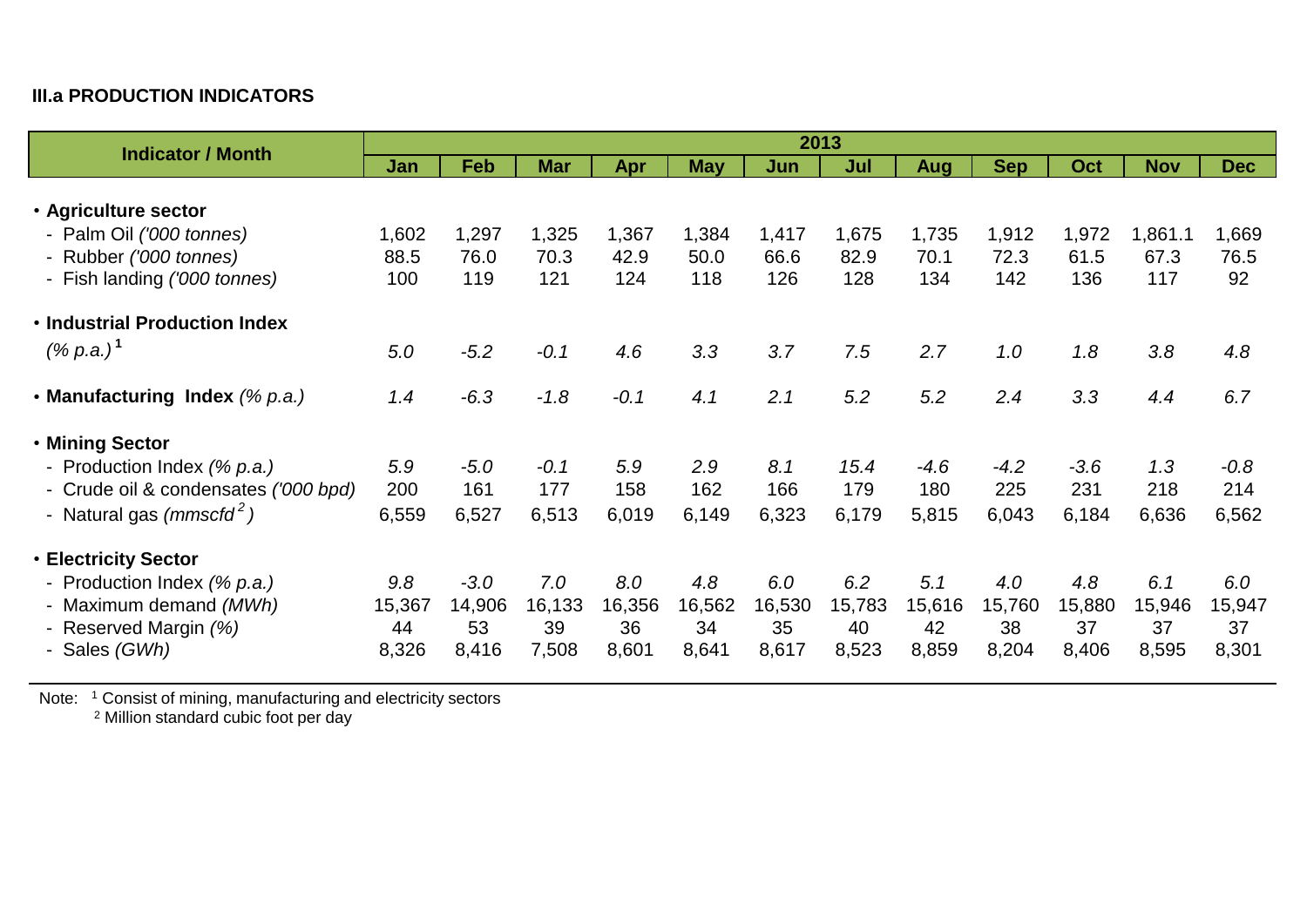### III.a PRODUCTION INDICATORS

| Indicator / Month | 2013 | | | | | | | | | | | |
|---|---|---|---|---|---|---|---|---|---|---|---|---|
| | Jan | Feb | Mar | Apr | May | Jun | Jul | Aug | Sep | Oct | Nov | Dec |
| • **Agriculture sector** | | | | | | | | | | | | |
| - Palm Oil *('000 tonnes)* | 1,602 | 1,297 | 1,325 | 1,367 | 1,384 | 1,417 | 1,675 | 1,735 | 1,912 | 1,972 | 1,861.1 | 1,669 |
| - Rubber *('000 tonnes)* | 88.5 | 76.0 | 70.3 | 42.9 | 50.0 | 66.6 | 82.9 | 70.1 | 72.3 | 61.5 | 67.3 | 76.5 |
| - Fish landing *('000 tonnes)* | 100 | 119 | 121 | 124 | 118 | 126 | 128 | 134 | 142 | 136 | 117 | 92 |
| • **Industrial Production Index** *(% p.a.)* [1] | *5.0* | *-5.2* | *-0.1* | *4.6* | *3.3* | *3.7* | *7.5* | *2.7* | *1.0* | *1.8* | *3.8* | *4.8* |
| • **Manufacturing Index** *(% p.a.)* | *1.4* | *-6.3* | *-1.8* | *-0.1* | *4.1* | *2.1* | *5.2* | *5.2* | *2.4* | *3.3* | *4.4* | *6.7* |
| • **Mining Sector** | | | | | | | | | | | | |
| - Production Index *(% p.a.)* | *5.9* | *-5.0* | *-0.1* | *5.9* | *2.9* | *8.1* | *15.4* | *-4.6* | *-4.2* | *-3.6* | *1.3* | *-0.8* |
| - Crude oil & condensates *('000 bpd)* | 200 | 161 | 177 | 158 | 162 | 166 | 179 | 180 | 225 | 231 | 218 | 214 |
| - Natural gas *(mmscfd* [2]*)* | 6,559 | 6,527 | 6,513 | 6,019 | 6,149 | 6,323 | 6,179 | 5,815 | 6,043 | 6,184 | 6,636 | 6,562 |
| • **Electricity Sector** | | | | | | | | | | | | |
| - Production Index *(% p.a.)* | *9.8* | *-3.0* | *7.0* | *8.0* | *4.8* | *6.0* | *6.2* | *5.1* | *4.0* | *4.8* | *6.1* | *6.0* |
| - Maximum demand *(MWh)* | 15,367 | 14,906 | 16,133 | 16,356 | 16,562 | 16,530 | 15,783 | 15,616 | 15,760 | 15,880 | 15,946 | 15,947 |
| - Reserved Margin *(%)* | 44 | 53 | 39 | 36 | 34 | 35 | 40 | 42 | 38 | 37 | 37 | 37 |
| - Sales *(GWh)* | 8,326 | 8,416 | 7,508 | 8,601 | 8,641 | 8,617 | 8,523 | 8,859 | 8,204 | 8,406 | 8,595 | 8,301 |

Note: [1] Consist of mining, manufacturing and electricity sectors
[2] Million standard cubic foot per day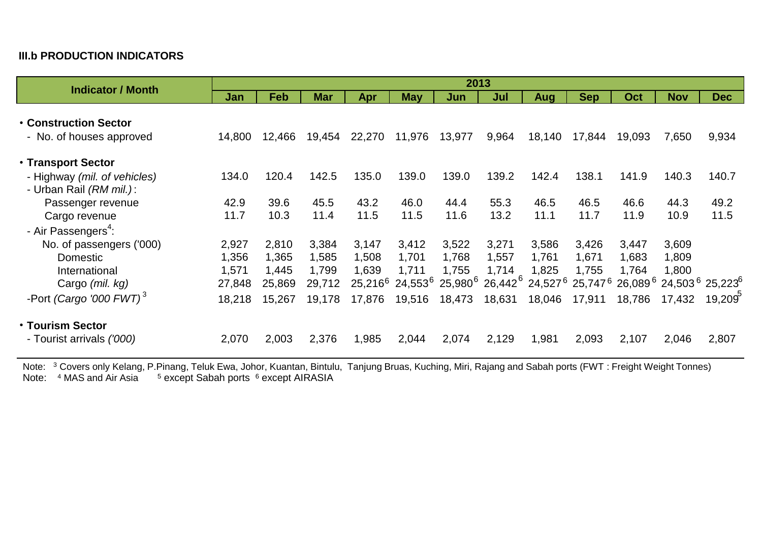### III.b PRODUCTION INDICATORS

| Indicator / Month | 2013 | | | | | | | | | | | |
|---|---|---|---|---|---|---|---|---|---|---|---|---|
| | Jan | Feb | Mar | Apr | May | Jun | Jul | Aug | Sep | Oct | Nov | Dec |
| **• Construction Sector** | | | | | | | | | | | | |
| - No. of houses approved | 14,800 | 12,466 | 19,454 | 22,270 | 11,976 | 13,977 | 9,964 | 18,140 | 17,844 | 19,093 | 7,650 | 9,934 |
| **• Transport Sector** | | | | | | | | | | | | |
| - Highway *(mil. of vehicles)* | 134.0 | 120.4 | 142.5 | 135.0 | 139.0 | 139.0 | 139.2 | 142.4 | 138.1 | 141.9 | 140.3 | 140.7 |
| - Urban Rail *(RM mil.)*: | | | | | | | | | | | | |
| Passenger revenue | 42.9 | 39.6 | 45.5 | 43.2 | 46.0 | 44.4 | 55.3 | 46.5 | 46.5 | 46.6 | 44.3 | 49.2 |
| Cargo revenue | 11.7 | 10.3 | 11.4 | 11.5 | 11.5 | 11.6 | 13.2 | 11.1 | 11.7 | 11.9 | 10.9 | 11.5 |
| - Air Passengers[4]: | | | | | | | | | | | | |
| No. of passengers ('000) | 2,927 | 2,810 | 3,384 | 3,147 | 3,412 | 3,522 | 3,271 | 3,586 | 3,426 | 3,447 | 3,609 | |
| Domestic | 1,356 | 1,365 | 1,585 | 1,508 | 1,701 | 1,768 | 1,557 | 1,761 | 1,671 | 1,683 | 1,809 | |
| International | 1,571 | 1,445 | 1,799 | 1,639 | 1,711 | 1,755 | 1,714 | 1,825 | 1,755 | 1,764 | 1,800 | |
| Cargo *(mil. kg)* | 27,848 | 25,869 | 29,712 | 25,216[6] | 24,553[6] | 25,980[6] | 26,442[6] | 24,527[6] | 25,747[6] | 26,089[6] | 24,503[6] | 25,223[6] |
| -Port *(Cargo '000 FWT)*[3] | 18,218 | 15,267 | 19,178 | 17,876 | 19,516 | 18,473 | 18,631 | 18,046 | 17,911 | 18,786 | 17,432 | 19,209[5] |
| **• Tourism Sector** | | | | | | | | | | | | |
| - Tourist arrivals *('000)* | 2,070 | 2,003 | 2,376 | 1,985 | 2,044 | 2,074 | 2,129 | 1,981 | 2,093 | 2,107 | 2,046 | 2,807 |

Note: [3] Covers only Kelang, P.Pinang, Teluk Ewa, Johor, Kuantan, Bintulu, Tanjung Bruas, Kuching, Miri, Rajang and Sabah ports (FWT : Freight Weight Tonnes)
Note: [4] MAS and Air Asia [5] except Sabah ports [6] except AIRASIA